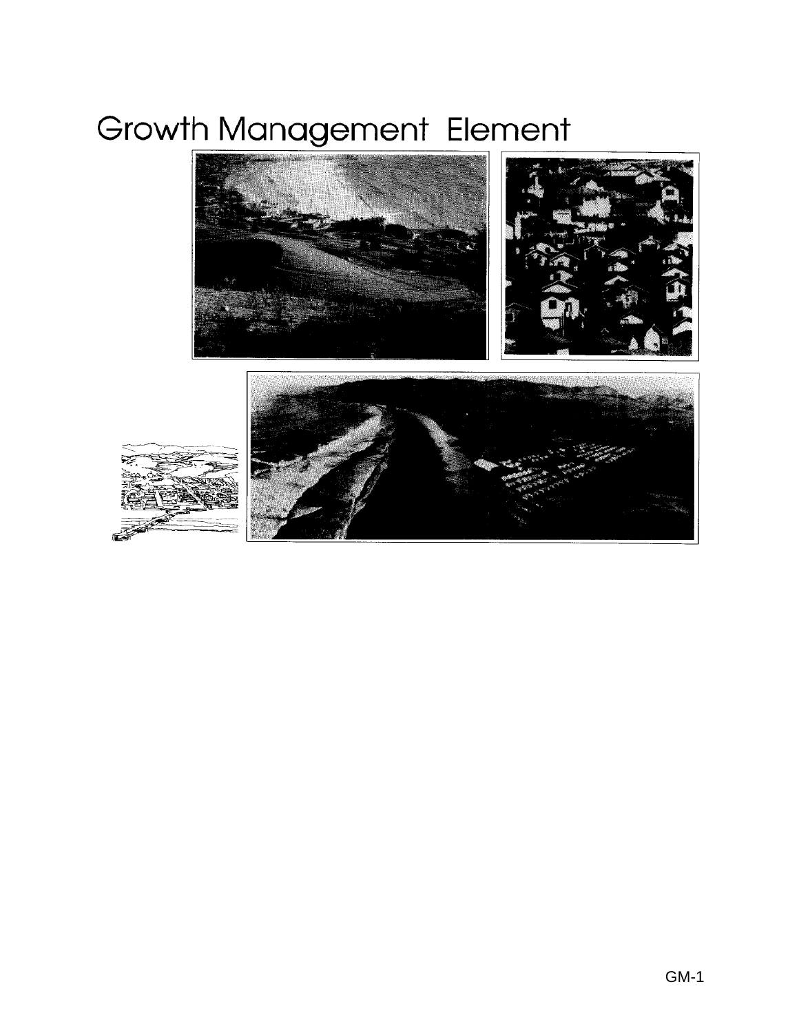# Growth Management Element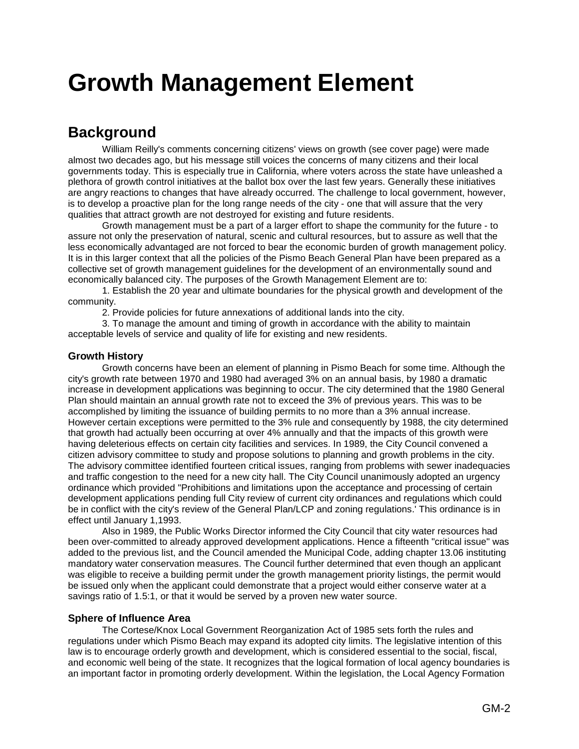# Growth Management Element

## Background

William Reilly's comments concerning citizens' views on growth (see cover page) were made almost two decades ago, but his message still voices the concerns of many citizens and their local governments today. This is especially true in California, where voters across the state have unleashed a plethora of growth control initiatives at the ballot box over the last few years. Generally these initiatives are angry reactions to changes that have already occurred. The challenge to local government, however, is to develop a proactive plan for the long range needs of the city - one that will assure that the very qualities that attract growth are not destroyed for existing and future residents.

Growth management must be a part of a larger effort to shape the community for the future - to assure not only the preservation of natural, scenic and cultural resources, but to assure as well that the less economically advantaged are not forced to bear the economic burden of growth management policy. It is in this larger context that all the policies of the Pismo Beach General Plan have been prepared as a collective set of growth management guidelines for the development of an environmentally sound and economically balanced city. The purposes of the Growth Management Element are to:

1. Establish the 20 year and ultimate boundaries for the physical growth and development of the community.
2. Provide policies for future annexations of additional lands into the city.
3. To manage the amount and timing of growth in accordance with the ability to maintain acceptable levels of service and quality of life for existing and new residents.

### Growth History

Growth concerns have been an element of planning in Pismo Beach for some time. Although the city's growth rate between 1970 and 1980 had averaged 3% on an annual basis, by 1980 a dramatic increase in development applications was beginning to occur. The city determined that the 1980 General Plan should maintain an annual growth rate not to exceed the 3% of previous years. This was to be accomplished by limiting the issuance of building permits to no more than a 3% annual increase. However certain exceptions were permitted to the 3% rule and consequently by 1988, the city determined that growth had actually been occurring at over 4% annually and that the impacts of this growth were having deleterious effects on certain city facilities and services. In 1989, the City Council convened a citizen advisory committee to study and propose solutions to planning and growth problems in the city. The advisory committee identified fourteen critical issues, ranging from problems with sewer inadequacies and traffic congestion to the need for a new city hall. The City Council unanimously adopted an urgency ordinance which provided "Prohibitions and limitations upon the acceptance and processing of certain development applications pending full City review of current city ordinances and regulations which could be in conflict with the city's review of the General Plan/LCP and zoning regulations.' This ordinance is in effect until January 1,1993.

Also in 1989, the Public Works Director informed the City Council that city water resources had been over-committed to already approved development applications. Hence a fifteenth "critical issue" was added to the previous list, and the Council amended the Municipal Code, adding chapter 13.06 instituting mandatory water conservation measures. The Council further determined that even though an applicant was eligible to receive a building permit under the growth management priority listings, the permit would be issued only when the applicant could demonstrate that a project would either conserve water at a savings ratio of 1.5:1, or that it would be served by a proven new water source.

### Sphere of Influence Area

The Cortese/Knox Local Government Reorganization Act of 1985 sets forth the rules and regulations under which Pismo Beach may expand its adopted city limits. The legislative intention of this law is to encourage orderly growth and development, which is considered essential to the social, fiscal, and economic well being of the state. It recognizes that the logical formation of local agency boundaries is an important factor in promoting orderly development. Within the legislation, the Local Agency Formation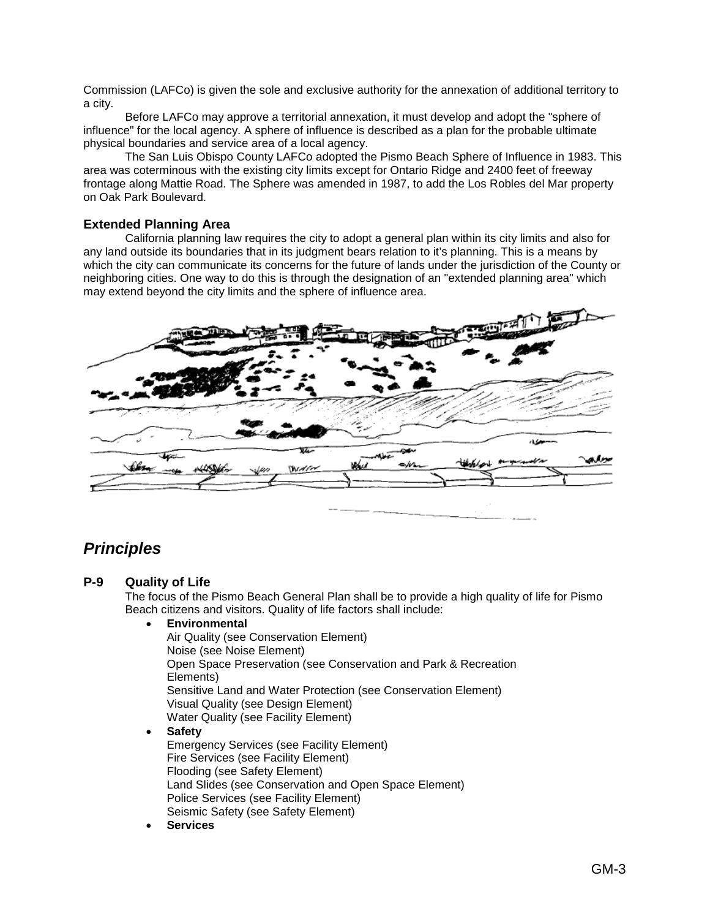Commission (LAFCo) is given the sole and exclusive authority for the annexation of additional territory to a city.

Before LAFCo may approve a territorial annexation, it must develop and adopt the "sphere of influence" for the local agency. A sphere of influence is described as a plan for the probable ultimate physical boundaries and service area of a local agency.

The San Luis Obispo County LAFCo adopted the Pismo Beach Sphere of Influence in 1983. This area was coterminous with the existing city limits except for Ontario Ridge and 2400 feet of freeway frontage along Mattie Road. The Sphere was amended in 1987, to add the Los Robles del Mar property on Oak Park Boulevard.

### Extended Planning Area

California planning law requires the city to adopt a general plan within its city limits and also for any land outside its boundaries that in its judgment bears relation to it's planning. This is a means by which the city can communicate its concerns for the future of lands under the jurisdiction of the County or neighboring cities. One way to do this is through the designation of an "extended planning area" which may extend beyond the city limits and the sphere of influence area.

## *Principles*

### P-9 Quality of Life

The focus of the Pismo Beach General Plan shall be to provide a high quality of life for Pismo Beach citizens and visitors. Quality of life factors shall include:

- **Environmental**
  Air Quality (see Conservation Element)
  Noise (see Noise Element)
  Open Space Preservation (see Conservation and Park & Recreation Elements)
  Sensitive Land and Water Protection (see Conservation Element)
  Visual Quality (see Design Element)
  Water Quality (see Facility Element)
- **Safety**
  Emergency Services (see Facility Element)
  Fire Services (see Facility Element)
  Flooding (see Safety Element)
  Land Slides (see Conservation and Open Space Element)
  Police Services (see Facility Element)
  Seismic Safety (see Safety Element)
- **Services**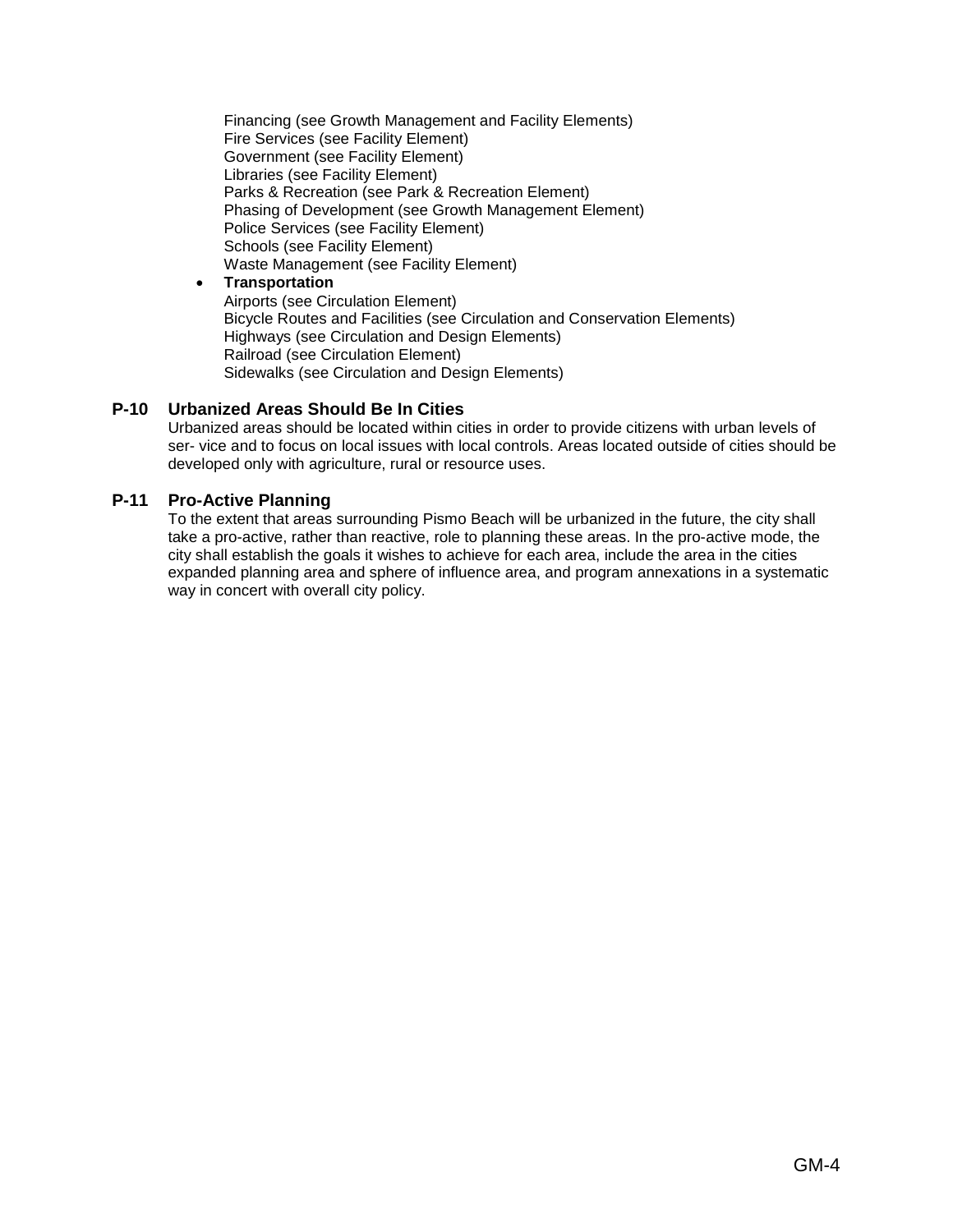Financing (see Growth Management and Facility Elements)
Fire Services (see Facility Element)
Government (see Facility Element)
Libraries (see Facility Element)
Parks & Recreation (see Park & Recreation Element)
Phasing of Development (see Growth Management Element)
Police Services (see Facility Element)
Schools (see Facility Element)
Waste Management (see Facility Element)

- **Transportation**
  Airports (see Circulation Element)
  Bicycle Routes and Facilities (see Circulation and Conservation Elements)
  Highways (see Circulation and Design Elements)
  Railroad (see Circulation Element)
  Sidewalks (see Circulation and Design Elements)

### P-10 Urbanized Areas Should Be In Cities

Urbanized areas should be located within cities in order to provide citizens with urban levels of ser- vice and to focus on local issues with local controls. Areas located outside of cities should be developed only with agriculture, rural or resource uses.

### P-11 Pro-Active Planning

To the extent that areas surrounding Pismo Beach will be urbanized in the future, the city shall take a pro-active, rather than reactive, role to planning these areas. In the pro-active mode, the city shall establish the goals it wishes to achieve for each area, include the area in the cities expanded planning area and sphere of influence area, and program annexations in a systematic way in concert with overall city policy.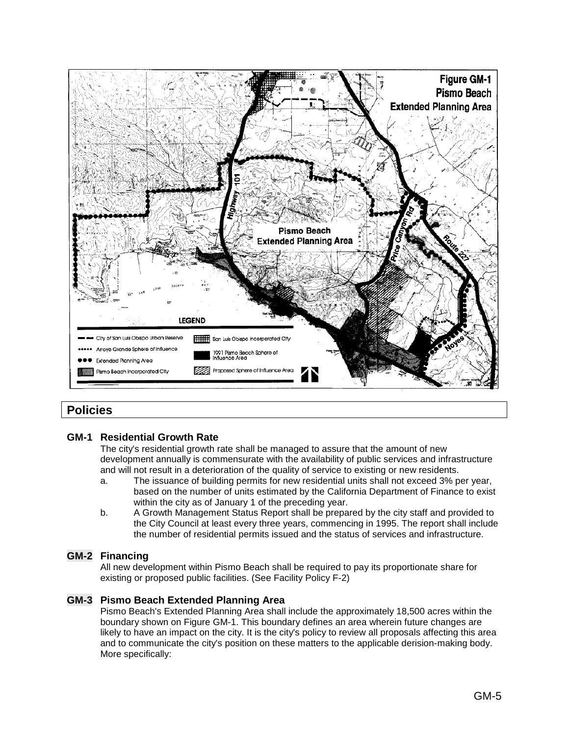## Policies

**GM-1 Residential Growth Rate**

The city's residential growth rate shall be managed to assure that the amount of new development annually is commensurate with the availability of public services and infrastructure and will not result in a deterioration of the quality of service to existing or new residents.

a. The issuance of building permits for new residential units shall not exceed 3% per year, based on the number of units estimated by the California Department of Finance to exist within the city as of January 1 of the preceding year.

b. A Growth Management Status Report shall be prepared by the city staff and provided to the City Council at least every three years, commencing in 1995. The report shall include the number of residential permits issued and the status of services and infrastructure.

**GM-2 Financing**

All new development within Pismo Beach shall be required to pay its proportionate share for existing or proposed public facilities. (See Facility Policy F-2)

**GM-3 Pismo Beach Extended Planning Area**

Pismo Beach's Extended Planning Area shall include the approximately 18,500 acres within the boundary shown on Figure GM-1. This boundary defines an area wherein future changes are likely to have an impact on the city. It is the city's policy to review all proposals affecting this area and to communicate the city's position on these matters to the applicable derision-making body. More specifically: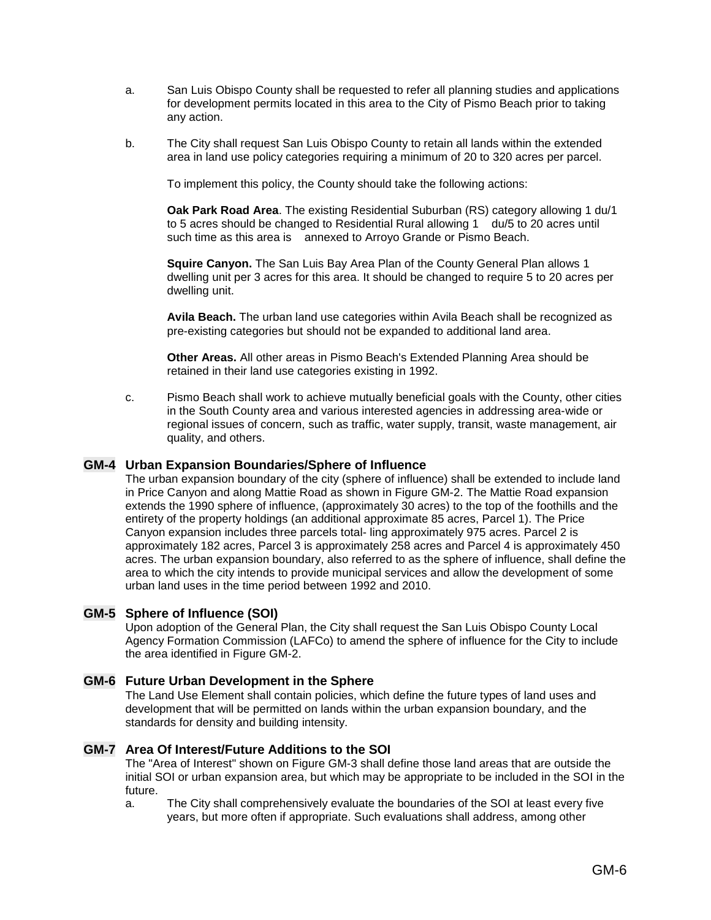a. San Luis Obispo County shall be requested to refer all planning studies and applications for development permits located in this area to the City of Pismo Beach prior to taking any action.

b. The City shall request San Luis Obispo County to retain all lands within the extended area in land use policy categories requiring a minimum of 20 to 320 acres per parcel.

   To implement this policy, the County should take the following actions:

   **Oak Park Road Area**. The existing Residential Suburban (RS) category allowing 1 du/1 to 5 acres should be changed to Residential Rural allowing 1 du/5 to 20 acres until such time as this area is annexed to Arroyo Grande or Pismo Beach.

   **Squire Canyon.** The San Luis Bay Area Plan of the County General Plan allows 1 dwelling unit per 3 acres for this area. It should be changed to require 5 to 20 acres per dwelling unit.

   **Avila Beach.** The urban land use categories within Avila Beach shall be recognized as pre-existing categories but should not be expanded to additional land area.

   **Other Areas.** All other areas in Pismo Beach's Extended Planning Area should be retained in their land use categories existing in 1992.

c. Pismo Beach shall work to achieve mutually beneficial goals with the County, other cities in the South County area and various interested agencies in addressing area-wide or regional issues of concern, such as traffic, water supply, transit, waste management, air quality, and others.

### GM-4 Urban Expansion Boundaries/Sphere of Influence

The urban expansion boundary of the city (sphere of influence) shall be extended to include land in Price Canyon and along Mattie Road as shown in Figure GM-2. The Mattie Road expansion extends the 1990 sphere of influence, (approximately 30 acres) to the top of the foothills and the entirety of the property holdings (an additional approximate 85 acres, Parcel 1). The Price Canyon expansion includes three parcels total- ling approximately 975 acres. Parcel 2 is approximately 182 acres, Parcel 3 is approximately 258 acres and Parcel 4 is approximately 450 acres. The urban expansion boundary, also referred to as the sphere of influence, shall define the area to which the city intends to provide municipal services and allow the development of some urban land uses in the time period between 1992 and 2010.

### GM-5 Sphere of Influence (SOI)

Upon adoption of the General Plan, the City shall request the San Luis Obispo County Local Agency Formation Commission (LAFCo) to amend the sphere of influence for the City to include the area identified in Figure GM-2.

### GM-6 Future Urban Development in the Sphere

The Land Use Element shall contain policies, which define the future types of land uses and development that will be permitted on lands within the urban expansion boundary, and the standards for density and building intensity.

### GM-7 Area Of Interest/Future Additions to the SOI

The "Area of Interest" shown on Figure GM-3 shall define those land areas that are outside the initial SOI or urban expansion area, but which may be appropriate to be included in the SOI in the future.

a. The City shall comprehensively evaluate the boundaries of the SOI at least every five years, but more often if appropriate. Such evaluations shall address, among other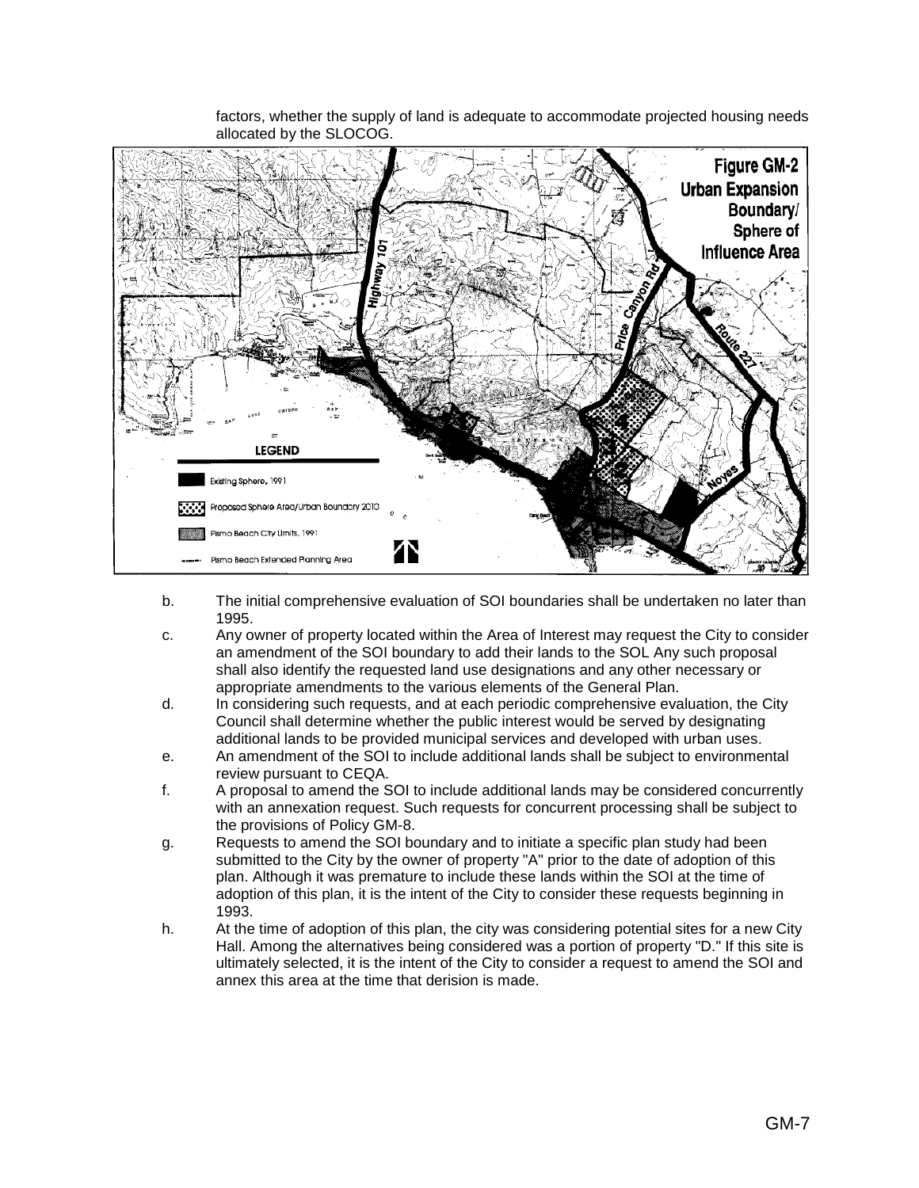factors, whether the supply of land is adequate to accommodate projected housing needs allocated by the SLOCOG.

**Figure GM-2 Urban Expansion Boundary/ Sphere of Influence Area**

LEGEND

- Existing Sphere, 1991
- Proposed Sphere Area/Urban Boundary 2010
- Pismo Beach City Limits, 1991
- Pismo Beach Extended Planning Area

b. The initial comprehensive evaluation of SOI boundaries shall be undertaken no later than 1995.

c. Any owner of property located within the Area of Interest may request the City to consider an amendment of the SOI boundary to add their lands to the SOL Any such proposal shall also identify the requested land use designations and any other necessary or appropriate amendments to the various elements of the General Plan.

d. In considering such requests, and at each periodic comprehensive evaluation, the City Council shall determine whether the public interest would be served by designating additional lands to be provided municipal services and developed with urban uses.

e. An amendment of the SOI to include additional lands shall be subject to environmental review pursuant to CEQA.

f. A proposal to amend the SOI to include additional lands may be considered concurrently with an annexation request. Such requests for concurrent processing shall be subject to the provisions of Policy GM-8.

g. Requests to amend the SOI boundary and to initiate a specific plan study had been submitted to the City by the owner of property "A" prior to the date of adoption of this plan. Although it was premature to include these lands within the SOI at the time of adoption of this plan, it is the intent of the City to consider these requests beginning in 1993.

h. At the time of adoption of this plan, the city was considering potential sites for a new City Hall. Among the alternatives being considered was a portion of property "D." If this site is ultimately selected, it is the intent of the City to consider a request to amend the SOI and annex this area at the time that derision is made.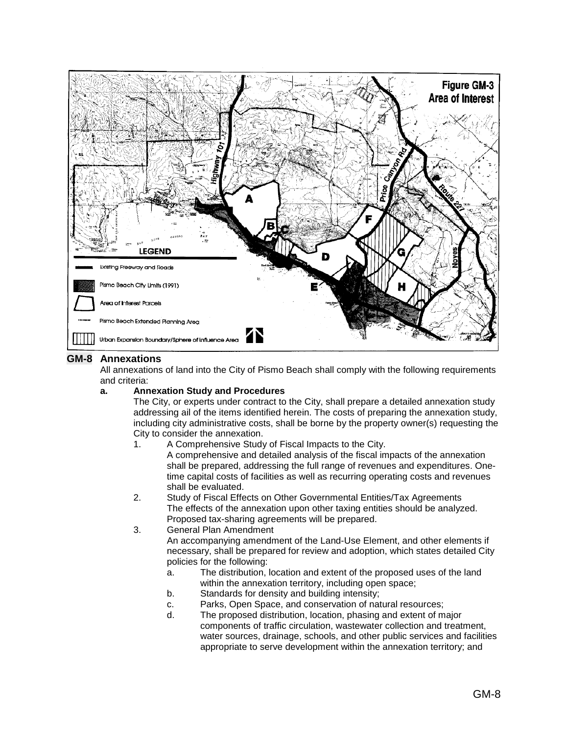Figure GM-3
Area of Interest

LEGEND

- Existing Freeway and Roads
- Pismo Beach City Limits (1991)
- Area of Interest Parcels
- Pismo Beach Extended Planning Area
- Urban Expansion Boundary/Sphere of Influence Area

## GM-8 Annexations

All annexations of land into the City of Pismo Beach shall comply with the following requirements and criteria:

### a. Annexation Study and Procedures

The City, or experts under contract to the City, shall prepare a detailed annexation study addressing ail of the items identified herein. The costs of preparing the annexation study, including city administrative costs, shall be borne by the property owner(s) requesting the City to consider the annexation.

1. A Comprehensive Study of Fiscal Impacts to the City.
   A comprehensive and detailed analysis of the fiscal impacts of the annexation shall be prepared, addressing the full range of revenues and expenditures. One-time capital costs of facilities as well as recurring operating costs and revenues shall be evaluated.
2. Study of Fiscal Effects on Other Governmental Entities/Tax Agreements
   The effects of the annexation upon other taxing entities should be analyzed. Proposed tax-sharing agreements will be prepared.
3. General Plan Amendment
   An accompanying amendment of the Land-Use Element, and other elements if necessary, shall be prepared for review and adoption, which states detailed City policies for the following:
   a. The distribution, location and extent of the proposed uses of the land within the annexation territory, including open space;
   b. Standards for density and building intensity;
   c. Parks, Open Space, and conservation of natural resources;
   d. The proposed distribution, location, phasing and extent of major components of traffic circulation, wastewater collection and treatment, water sources, drainage, schools, and other public services and facilities appropriate to serve development within the annexation territory; and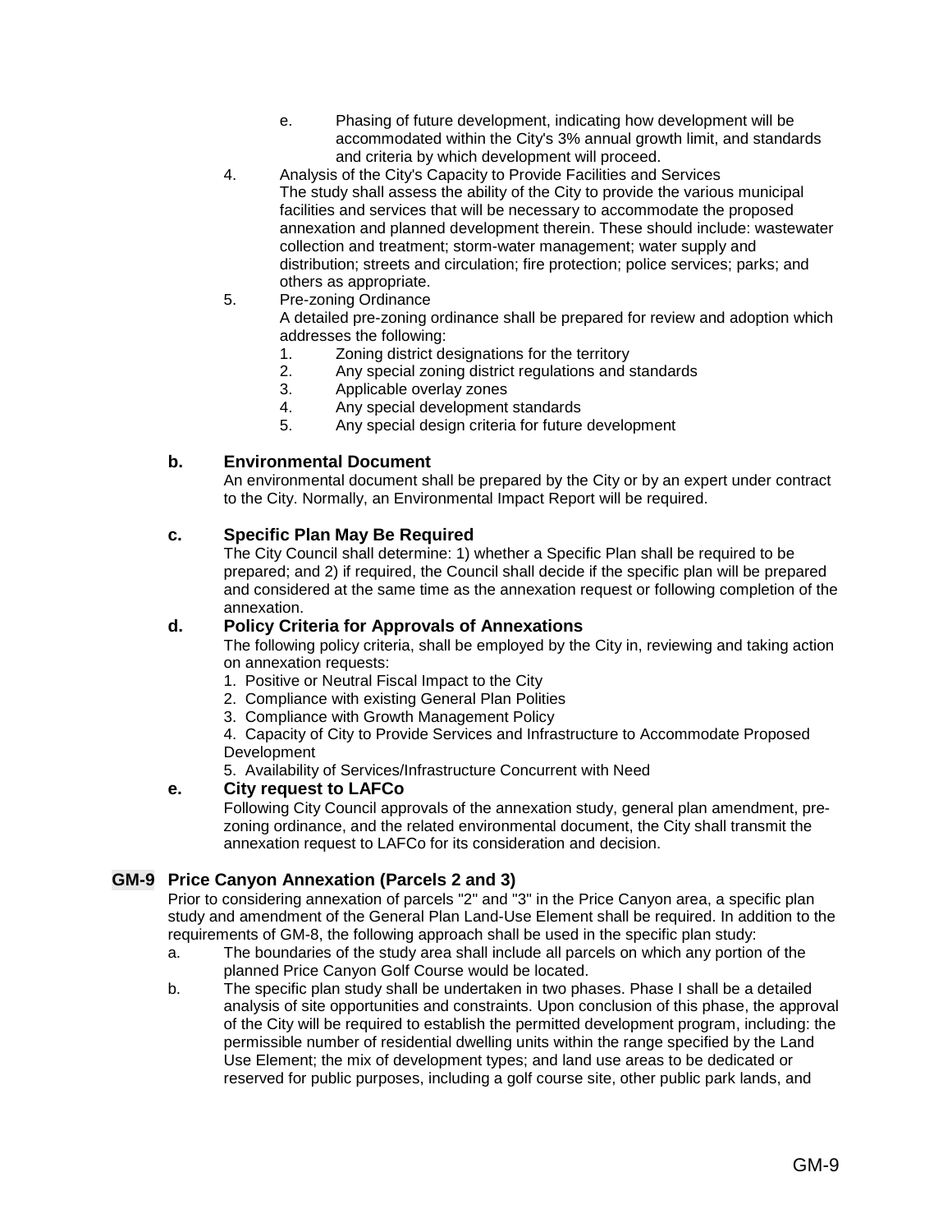e. Phasing of future development, indicating how development will be accommodated within the City's 3% annual growth limit, and standards and criteria by which development will proceed.

4. Analysis of the City's Capacity to Provide Facilities and Services
   The study shall assess the ability of the City to provide the various municipal facilities and services that will be necessary to accommodate the proposed annexation and planned development therein. These should include: wastewater collection and treatment; storm-water management; water supply and distribution; streets and circulation; fire protection; police services; parks; and others as appropriate.

5. Pre-zoning Ordinance
   A detailed pre-zoning ordinance shall be prepared for review and adoption which addresses the following:
   1. Zoning district designations for the territory
   2. Any special zoning district regulations and standards
   3. Applicable overlay zones
   4. Any special development standards
   5. Any special design criteria for future development

**b. Environmental Document**

An environmental document shall be prepared by the City or by an expert under contract to the City. Normally, an Environmental Impact Report will be required.

**c. Specific Plan May Be Required**

The City Council shall determine: 1) whether a Specific Plan shall be required to be prepared; and 2) if required, the Council shall decide if the specific plan will be prepared and considered at the same time as the annexation request or following completion of the annexation.

**d. Policy Criteria for Approvals of Annexations**

The following policy criteria, shall be employed by the City in, reviewing and taking action on annexation requests:

1. Positive or Neutral Fiscal Impact to the City
2. Compliance with existing General Plan Polities
3. Compliance with Growth Management Policy
4. Capacity of City to Provide Services and Infrastructure to Accommodate Proposed Development
5. Availability of Services/Infrastructure Concurrent with Need

**e. City request to LAFCo**

Following City Council approvals of the annexation study, general plan amendment, pre-zoning ordinance, and the related environmental document, the City shall transmit the annexation request to LAFCo for its consideration and decision.

**GM-9 Price Canyon Annexation (Parcels 2 and 3)**

Prior to considering annexation of parcels "2" and "3" in the Price Canyon area, a specific plan study and amendment of the General Plan Land-Use Element shall be required. In addition to the requirements of GM-8, the following approach shall be used in the specific plan study:

a. The boundaries of the study area shall include all parcels on which any portion of the planned Price Canyon Golf Course would be located.

b. The specific plan study shall be undertaken in two phases. Phase I shall be a detailed analysis of site opportunities and constraints. Upon conclusion of this phase, the approval of the City will be required to establish the permitted development program, including: the permissible number of residential dwelling units within the range specified by the Land Use Element; the mix of development types; and land use areas to be dedicated or reserved for public purposes, including a golf course site, other public park lands, and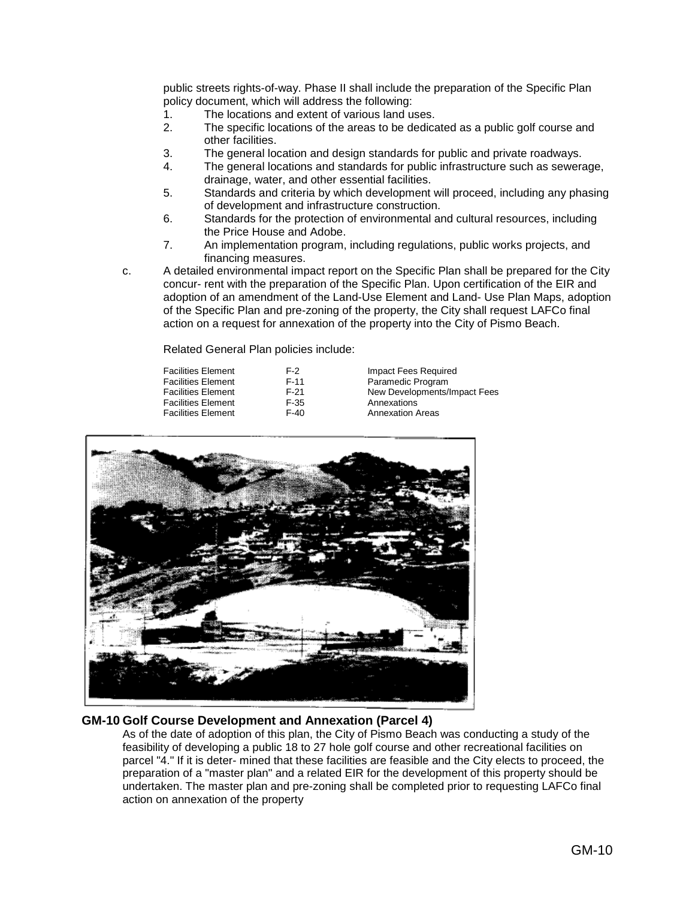public streets rights-of-way. Phase II shall include the preparation of the Specific Plan policy document, which will address the following:

1. The locations and extent of various land uses.
2. The specific locations of the areas to be dedicated as a public golf course and other facilities.
3. The general location and design standards for public and private roadways.
4. The general locations and standards for public infrastructure such as sewerage, drainage, water, and other essential facilities.
5. Standards and criteria by which development will proceed, including any phasing of development and infrastructure construction.
6. Standards for the protection of environmental and cultural resources, including the Price House and Adobe.
7. An implementation program, including regulations, public works projects, and financing measures.

c. A detailed environmental impact report on the Specific Plan shall be prepared for the City concur- rent with the preparation of the Specific Plan. Upon certification of the EIR and adoption of an amendment of the Land-Use Element and Land- Use Plan Maps, adoption of the Specific Plan and pre-zoning of the property, the City shall request LAFCo final action on a request for annexation of the property into the City of Pismo Beach.

Related General Plan policies include:

| | | |
|---|---|---|
| Facilities Element | F-2 | Impact Fees Required |
| Facilities Element | F-11 | Paramedic Program |
| Facilities Element | F-21 | New Developments/Impact Fees |
| Facilities Element | F-35 | Annexations |
| Facilities Element | F-40 | Annexation Areas |

**GM-10 Golf Course Development and Annexation (Parcel 4)**

As of the date of adoption of this plan, the City of Pismo Beach was conducting a study of the feasibility of developing a public 18 to 27 hole golf course and other recreational facilities on parcel "4." If it is deter- mined that these facilities are feasible and the City elects to proceed, the preparation of a "master plan" and a related EIR for the development of this property should be undertaken. The master plan and pre-zoning shall be completed prior to requesting LAFCo final action on annexation of the property